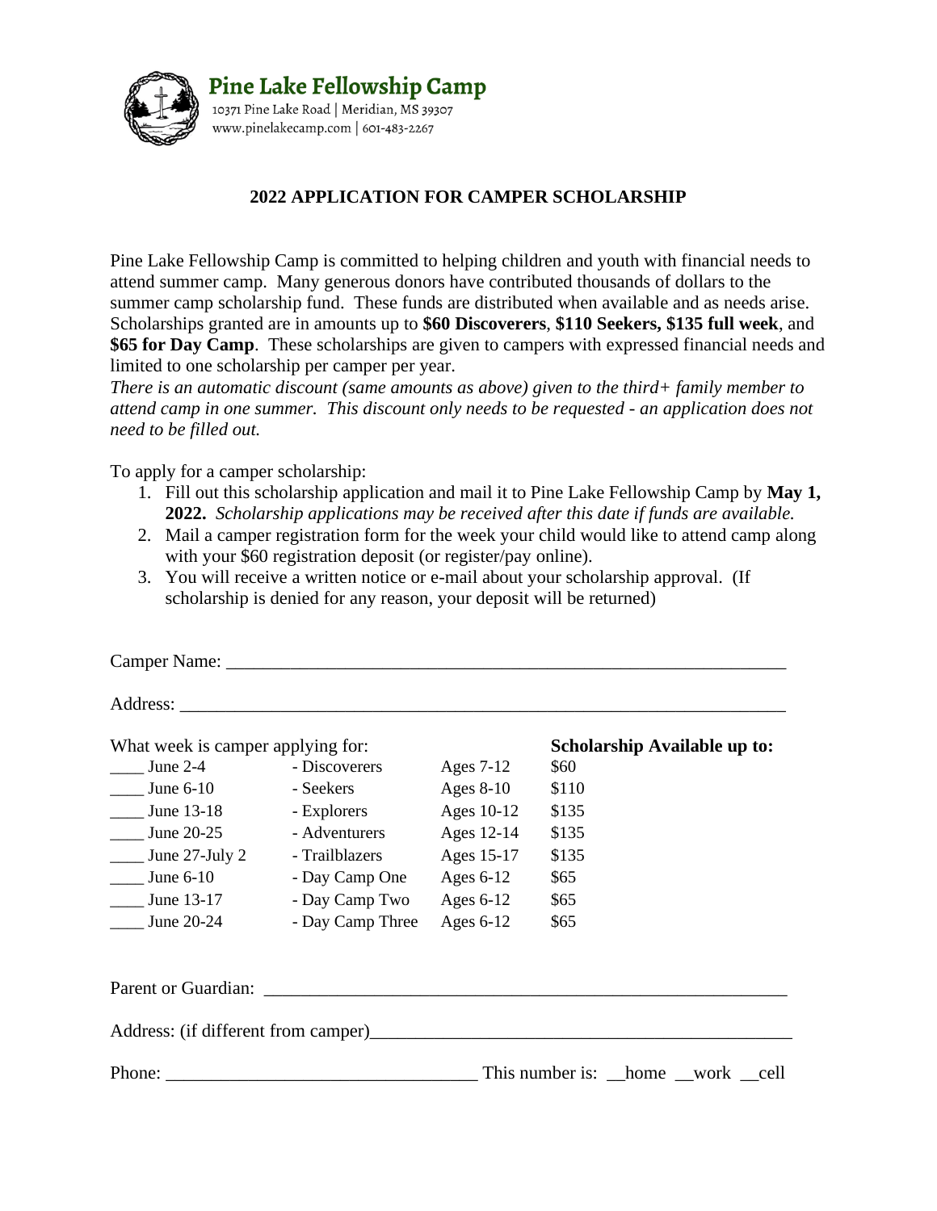**Pine Lake Fellowship Camp**
10371 Pine Lake Road | Meridian, MS 39307
www.pinelakecamp.com | 601-483-2267

## 2022 APPLICATION FOR CAMPER SCHOLARSHIP

Pine Lake Fellowship Camp is committed to helping children and youth with financial needs to attend summer camp. Many generous donors have contributed thousands of dollars to the summer camp scholarship fund. These funds are distributed when available and as needs arise. Scholarships granted are in amounts up to **$60 Discoverers**, **$110 Seekers, $135 full week**, and **$65 for Day Camp**. These scholarships are given to campers with expressed financial needs and limited to one scholarship per camper per year.
*There is an automatic discount (same amounts as above) given to the third+ family member to attend camp in one summer. This discount only needs to be requested - an application does not need to be filled out.*

To apply for a camper scholarship:

1. Fill out this scholarship application and mail it to Pine Lake Fellowship Camp by **May 1, 2022.** *Scholarship applications may be received after this date if funds are available.*
2. Mail a camper registration form for the week your child would like to attend camp along with your $60 registration deposit (or register/pay online).
3. You will receive a written notice or e-mail about your scholarship approval. (If scholarship is denied for any reason, your deposit will be returned)

Camper Name: ______________________________________________________________

Address: _________________________________________________________________

| What week is camper applying for: | | | **Scholarship Available up to:** |
|---|---|---|---|
| ____ June 2-4 | - Discoverers | Ages 7-12 | $60 |
| ____ June 6-10 | - Seekers | Ages 8-10 | $110 |
| ____ June 13-18 | - Explorers | Ages 10-12 | $135 |
| ____ June 20-25 | - Adventurers | Ages 12-14 | $135 |
| ____ June 27-July 2 | - Trailblazers | Ages 15-17 | $135 |
| ____ June 6-10 | - Day Camp One | Ages 6-12 | $65 |
| ____ June 13-17 | - Day Camp Two | Ages 6-12 | $65 |
| ____ June 20-24 | - Day Camp Three | Ages 6-12 | $65 |

Parent or Guardian: ______________________________________________________

Address: (if different from camper)_______________________________________________

Phone: _________________________________ This number is: __home __work __cell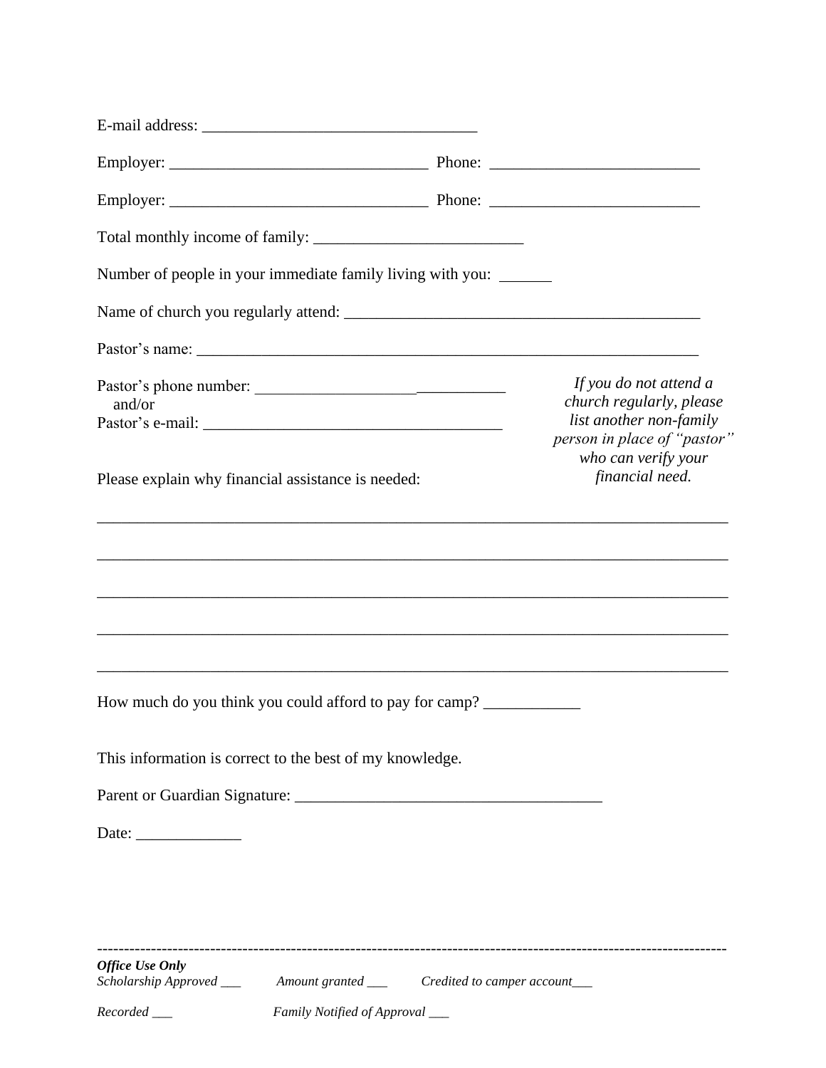E-mail address: ___________________________________

Employer: ________________________________ Phone: __________________________

Employer: ________________________________ Phone: __________________________

Total monthly income of family: __________________________

Number of people in your immediate family living with you: ______

Name of church you regularly attend: _____________________________________________

Pastor's name: _________________________________________________________________

Pastor's phone number: ________________________________
and/or
Pastor's e-mail: ______________________________________

*If you do not attend a church regularly, please list another non-family person in place of "pastor" who can verify your financial need.*

Please explain why financial assistance is needed:

________________________________________________________________________________

________________________________________________________________________________

________________________________________________________________________________

________________________________________________________________________________

________________________________________________________________________________

How much do you think you could afford to pay for camp? ____________

This information is correct to the best of my knowledge.

Parent or Guardian Signature: _______________________________________

Date: _____________

---

***Office Use Only***

*Scholarship Approved ___ Amount granted ___ Credited to camper account___*

*Recorded ___ Family Notified of Approval ___*